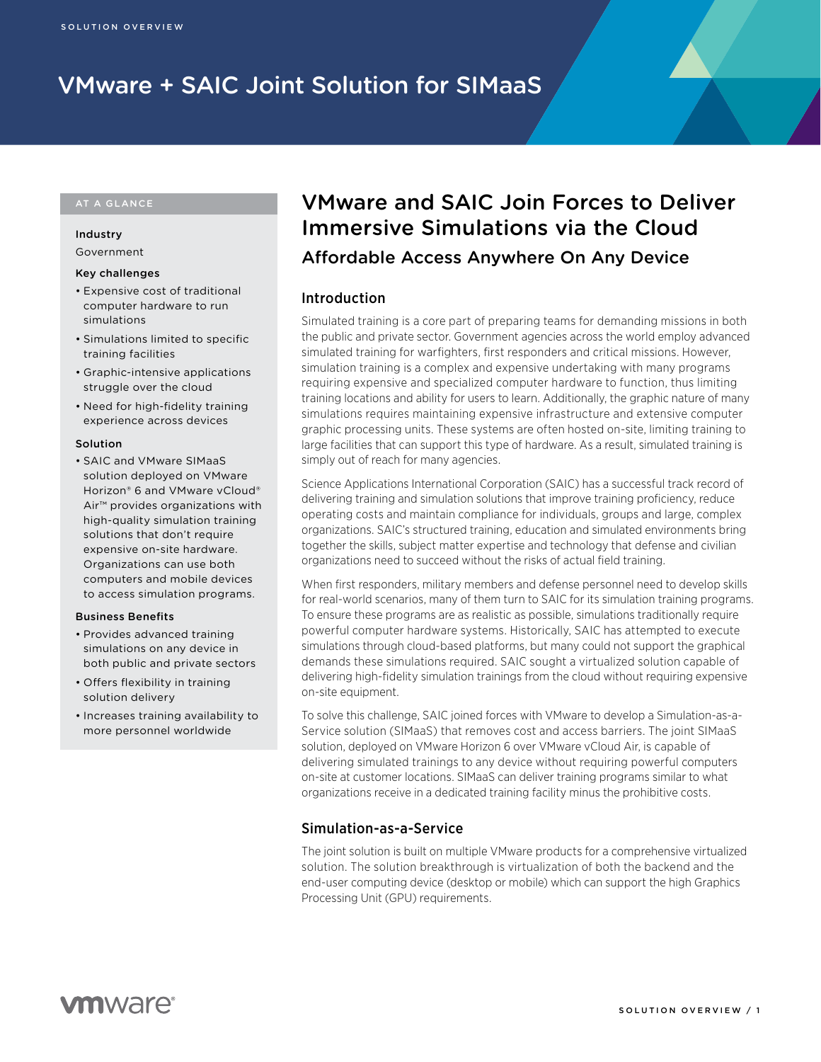SOLUTION OVERVIEW

# VMware + SAIC Joint Solution for SIMaaS

## VMware and SAIC Join Forces to Deliver Immersive Simulations via the Cloud

### Affordable Access Anywhere On Any Device

### Introduction

Simulated training is a core part of preparing teams for demanding missions in both the public and private sector. Government agencies across the world employ advanced simulated training for warfighters, first responders and critical missions. However, simulation training is a complex and expensive undertaking with many programs requiring expensive and specialized computer hardware to function, thus limiting training locations and ability for users to learn. Additionally, the graphic nature of many simulations requires maintaining expensive infrastructure and extensive computer graphic processing units. These systems are often hosted on-site, limiting training to large facilities that can support this type of hardware. As a result, simulated training is simply out of reach for many agencies.

Science Applications International Corporation (SAIC) has a successful track record of delivering training and simulation solutions that improve training proficiency, reduce operating costs and maintain compliance for individuals, groups and large, complex organizations. SAIC's structured training, education and simulated environments bring together the skills, subject matter expertise and technology that defense and civilian organizations need to succeed without the risks of actual field training.

When first responders, military members and defense personnel need to develop skills for real-world scenarios, many of them turn to SAIC for its simulation training programs. To ensure these programs are as realistic as possible, simulations traditionally require powerful computer hardware systems. Historically, SAIC has attempted to execute simulations through cloud-based platforms, but many could not support the graphical demands these simulations required. SAIC sought a virtualized solution capable of delivering high-fidelity simulation trainings from the cloud without requiring expensive on-site equipment.

To solve this challenge, SAIC joined forces with VMware to develop a Simulation-as-a-Service solution (SIMaaS) that removes cost and access barriers. The joint SIMaaS solution, deployed on VMware Horizon 6 over VMware vCloud Air, is capable of delivering simulated trainings to any device without requiring powerful computers on-site at customer locations. SIMaaS can deliver training programs similar to what organizations receive in a dedicated training facility minus the prohibitive costs.

### Simulation-as-a-Service

The joint solution is built on multiple VMware products for a comprehensive virtualized solution. The solution breakthrough is virtualization of both the backend and the end-user computing device (desktop or mobile) which can support the high Graphics Processing Unit (GPU) requirements.

---

**AT A GLANCE**

**Industry**

Government

**Key challenges**

- Expensive cost of traditional computer hardware to run simulations
- Simulations limited to specific training facilities
- Graphic-intensive applications struggle over the cloud
- Need for high-fidelity training experience across devices

**Solution**

- SAIC and VMware SIMaaS solution deployed on VMware Horizon® 6 and VMware vCloud® Air™ provides organizations with high-quality simulation training solutions that don't require expensive on-site hardware. Organizations can use both computers and mobile devices to access simulation programs.

**Business Benefits**

- Provides advanced training simulations on any device in both public and private sectors
- Offers flexibility in training solution delivery
- Increases training availability to more personnel worldwide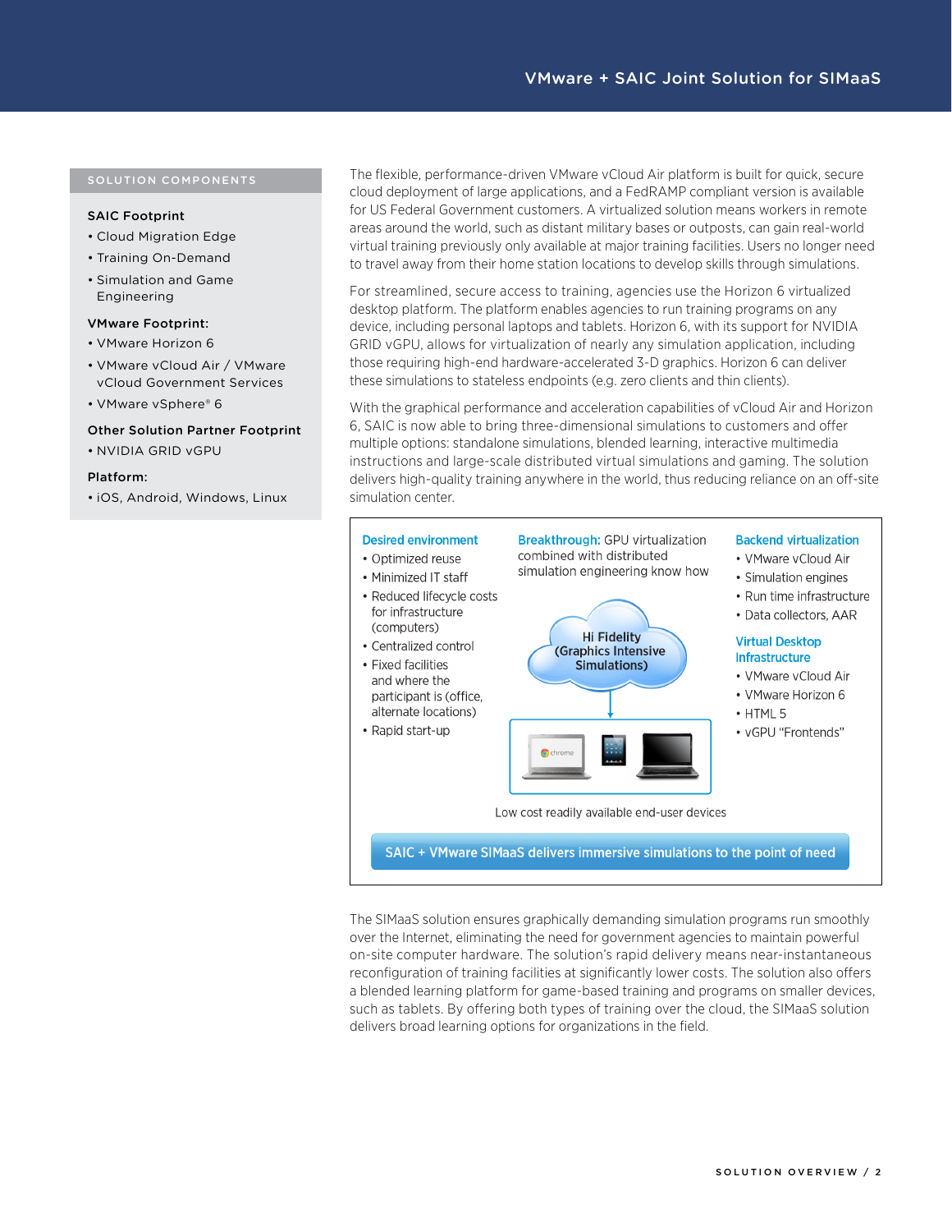## SOLUTION COMPONENTS

**SAIC Footprint**

- Cloud Migration Edge
- Training On-Demand
- Simulation and Game Engineering

**VMware Footprint:**

- VMware Horizon 6
- VMware vCloud Air / VMware vCloud Government Services
- VMware vSphere® 6

**Other Solution Partner Footprint**

- NVIDIA GRID vGPU

**Platform:**

- iOS, Android, Windows, Linux

The flexible, performance-driven VMware vCloud Air platform is built for quick, secure cloud deployment of large applications, and a FedRAMP compliant version is available for US Federal Government customers. A virtualized solution means workers in remote areas around the world, such as distant military bases or outposts, can gain real-world virtual training previously only available at major training facilities. Users no longer need to travel away from their home station locations to develop skills through simulations.

For streamlined, secure access to training, agencies use the Horizon 6 virtualized desktop platform. The platform enables agencies to run training programs on any device, including personal laptops and tablets. Horizon 6, with its support for NVIDIA GRID vGPU, allows for virtualization of nearly any simulation application, including those requiring high-end hardware-accelerated 3-D graphics. Horizon 6 can deliver these simulations to stateless endpoints (e.g. zero clients and thin clients).

With the graphical performance and acceleration capabilities of vCloud Air and Horizon 6, SAIC is now able to bring three-dimensional simulations to customers and offer multiple options: standalone simulations, blended learning, interactive multimedia instructions and large-scale distributed virtual simulations and gaming. The solution delivers high-quality training anywhere in the world, thus reducing reliance on an off-site simulation center.

**Desired environment**

- Optimized reuse
- Minimized IT staff
- Reduced lifecycle costs for infrastructure (computers)
- Centralized control
- Fixed facilities and where the participant is (office, alternate locations)
- Rapid start-up

**Breakthrough:** GPU virtualization combined with distributed simulation engineering know how

Hi Fidelity (Graphics Intensive Simulations)

Low cost readily available end-user devices

**Backend virtualization**

- VMware vCloud Air
- Simulation engines
- Run time infrastructure
- Data collectors, AAR

**Virtual Desktop Infrastructure**

- VMware vCloud Air
- VMware Horizon 6
- HTML 5
- vGPU "Frontends"

**SAIC + VMware SIMaaS delivers immersive simulations to the point of need**

The SIMaaS solution ensures graphically demanding simulation programs run smoothly over the Internet, eliminating the need for government agencies to maintain powerful on-site computer hardware. The solution's rapid delivery means near-instantaneous reconfiguration of training facilities at significantly lower costs. The solution also offers a blended learning platform for game-based training and programs on smaller devices, such as tablets. By offering both types of training over the cloud, the SIMaaS solution delivers broad learning options for organizations in the field.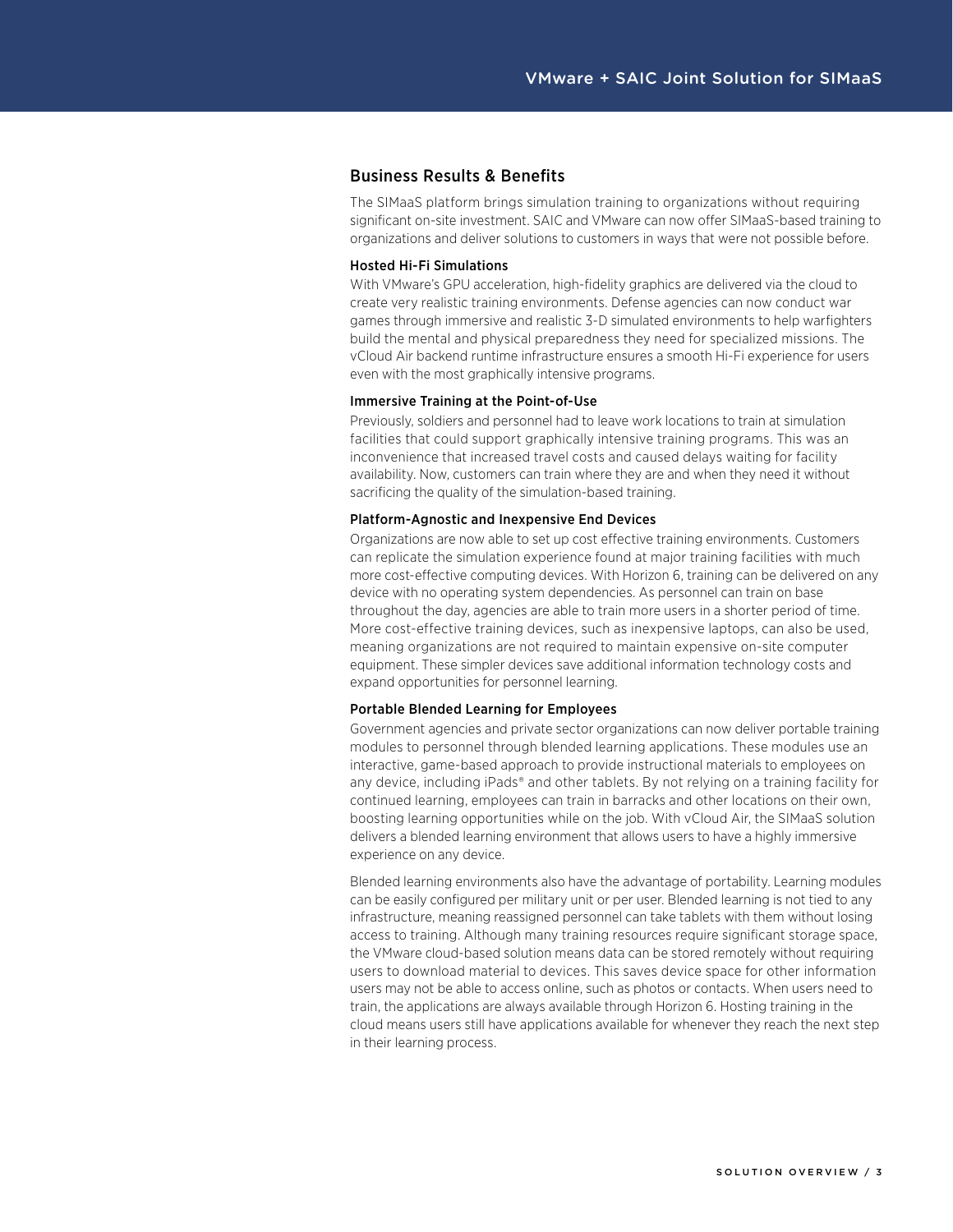## Business Results & Benefits

The SIMaaS platform brings simulation training to organizations without requiring significant on-site investment. SAIC and VMware can now offer SIMaaS-based training to organizations and deliver solutions to customers in ways that were not possible before.

### Hosted Hi-Fi Simulations

With VMware's GPU acceleration, high-fidelity graphics are delivered via the cloud to create very realistic training environments. Defense agencies can now conduct war games through immersive and realistic 3-D simulated environments to help warfighters build the mental and physical preparedness they need for specialized missions. The vCloud Air backend runtime infrastructure ensures a smooth Hi-Fi experience for users even with the most graphically intensive programs.

### Immersive Training at the Point-of-Use

Previously, soldiers and personnel had to leave work locations to train at simulation facilities that could support graphically intensive training programs. This was an inconvenience that increased travel costs and caused delays waiting for facility availability. Now, customers can train where they are and when they need it without sacrificing the quality of the simulation-based training.

### Platform-Agnostic and Inexpensive End Devices

Organizations are now able to set up cost effective training environments. Customers can replicate the simulation experience found at major training facilities with much more cost-effective computing devices. With Horizon 6, training can be delivered on any device with no operating system dependencies. As personnel can train on base throughout the day, agencies are able to train more users in a shorter period of time. More cost-effective training devices, such as inexpensive laptops, can also be used, meaning organizations are not required to maintain expensive on-site computer equipment. These simpler devices save additional information technology costs and expand opportunities for personnel learning.

### Portable Blended Learning for Employees

Government agencies and private sector organizations can now deliver portable training modules to personnel through blended learning applications. These modules use an interactive, game-based approach to provide instructional materials to employees on any device, including iPads® and other tablets. By not relying on a training facility for continued learning, employees can train in barracks and other locations on their own, boosting learning opportunities while on the job. With vCloud Air, the SIMaaS solution delivers a blended learning environment that allows users to have a highly immersive experience on any device.

Blended learning environments also have the advantage of portability. Learning modules can be easily configured per military unit or per user. Blended learning is not tied to any infrastructure, meaning reassigned personnel can take tablets with them without losing access to training. Although many training resources require significant storage space, the VMware cloud-based solution means data can be stored remotely without requiring users to download material to devices. This saves device space for other information users may not be able to access online, such as photos or contacts. When users need to train, the applications are always available through Horizon 6. Hosting training in the cloud means users still have applications available for whenever they reach the next step in their learning process.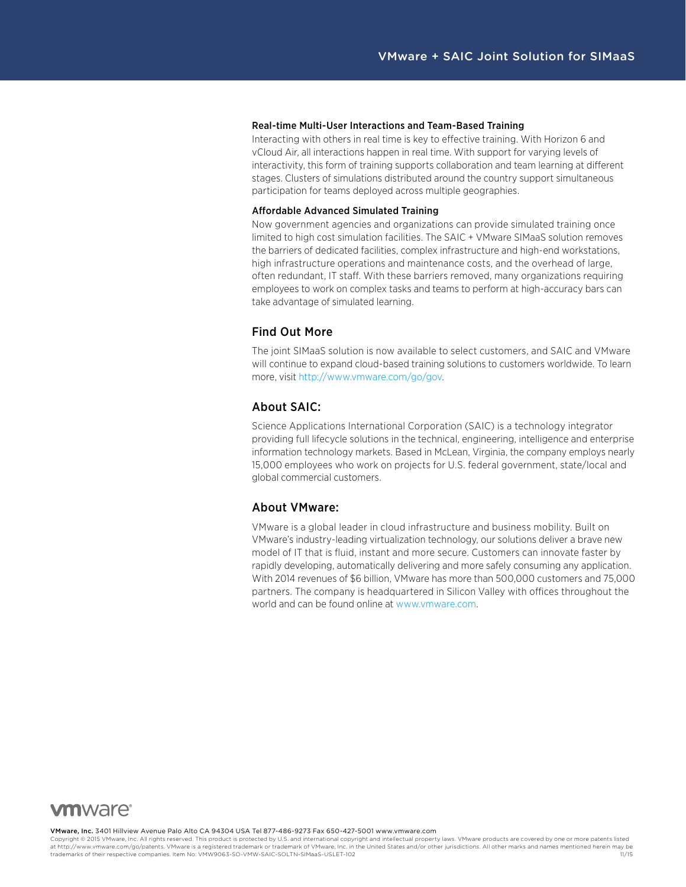### Real-time Multi-User Interactions and Team-Based Training

Interacting with others in real time is key to effective training. With Horizon 6 and vCloud Air, all interactions happen in real time. With support for varying levels of interactivity, this form of training supports collaboration and team learning at different stages. Clusters of simulations distributed around the country support simultaneous participation for teams deployed across multiple geographies.

### Affordable Advanced Simulated Training

Now government agencies and organizations can provide simulated training once limited to high cost simulation facilities. The SAIC + VMware SIMaaS solution removes the barriers of dedicated facilities, complex infrastructure and high-end workstations, high infrastructure operations and maintenance costs, and the overhead of large, often redundant, IT staff. With these barriers removed, many organizations requiring employees to work on complex tasks and teams to perform at high-accuracy bars can take advantage of simulated learning.

## Find Out More

The joint SIMaaS solution is now available to select customers, and SAIC and VMware will continue to expand cloud-based training solutions to customers worldwide. To learn more, visit http://www.vmware.com/go/gov.

## About SAIC:

Science Applications International Corporation (SAIC) is a technology integrator providing full lifecycle solutions in the technical, engineering, intelligence and enterprise information technology markets. Based in McLean, Virginia, the company employs nearly 15,000 employees who work on projects for U.S. federal government, state/local and global commercial customers.

## About VMware:

VMware is a global leader in cloud infrastructure and business mobility. Built on VMware's industry-leading virtualization technology, our solutions deliver a brave new model of IT that is fluid, instant and more secure. Customers can innovate faster by rapidly developing, automatically delivering and more safely consuming any application. With 2014 revenues of $6 billion, VMware has more than 500,000 customers and 75,000 partners. The company is headquartered in Silicon Valley with offices throughout the world and can be found online at www.vmware.com.

**VMware, Inc.** 3401 Hillview Avenue Palo Alto CA 94304 USA Tel 877-486-9273 Fax 650-427-5001 www.vmware.com
Copyright © 2015 VMware, Inc. All rights reserved. This product is protected by U.S. and international copyright and intellectual property laws. VMware products are covered by one or more patents listed at http://www.vmware.com/go/patents. VMware is a registered trademark or trademark of VMware, Inc. in the United States and/or other jurisdictions. All other marks and names mentioned herein may be trademarks of their respective companies. Item No: VMW9063-SO-VMW-SAIC-SOLTN-SIMaaS-USLET-102 11/15